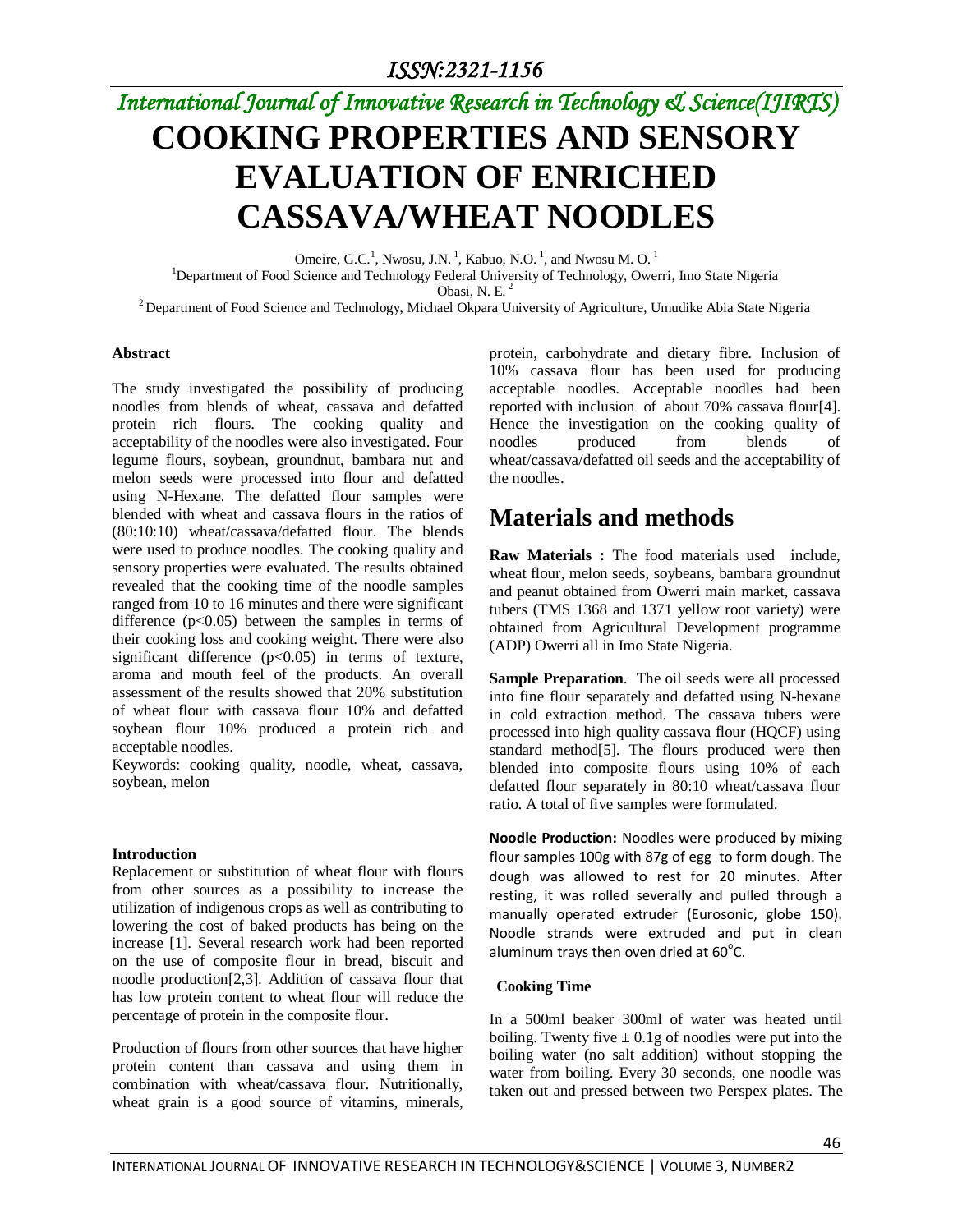# COOKING PROPERTIES AND SENSORY EVALUATION OF ENRICHED CASSAVA/WHEAT NOODLES

Omeire, G.C.[1], Nwosu, J.N. [1], Kabuo, N.O. [1], and Nwosu M. O. [1]

[1]Department of Food Science and Technology Federal University of Technology, Owerri, Imo State Nigeria

Obasi, N. E. [2]

[2] Department of Food Science and Technology, Michael Okpara University of Agriculture, Umudike Abia State Nigeria

### Abstract

The study investigated the possibility of producing noodles from blends of wheat, cassava and defatted protein rich flours. The cooking quality and acceptability of the noodles were also investigated. Four legume flours, soybean, groundnut, bambara nut and melon seeds were processed into flour and defatted using N-Hexane. The defatted flour samples were blended with wheat and cassava flours in the ratios of (80:10:10) wheat/cassava/defatted flour. The blends were used to produce noodles. The cooking quality and sensory properties were evaluated. The results obtained revealed that the cooking time of the noodle samples ranged from 10 to 16 minutes and there were significant difference ($p<0.05$) between the samples in terms of their cooking loss and cooking weight. There were also significant difference ($p<0.05$) in terms of texture, aroma and mouth feel of the products. An overall assessment of the results showed that 20% substitution of wheat flour with cassava flour 10% and defatted soybean flour 10% produced a protein rich and acceptable noodles.

Keywords: cooking quality, noodle, wheat, cassava, soybean, melon

### Introduction

Replacement or substitution of wheat flour with flours from other sources as a possibility to increase the utilization of indigenous crops as well as contributing to lowering the cost of baked products has being on the increase [1]. Several research work had been reported on the use of composite flour in bread, biscuit and noodle production[2,3]. Addition of cassava flour that has low protein content to wheat flour will reduce the percentage of protein in the composite flour.

Production of flours from other sources that have higher protein content than cassava and using them in combination with wheat/cassava flour. Nutritionally, wheat grain is a good source of vitamins, minerals, protein, carbohydrate and dietary fibre. Inclusion of 10% cassava flour has been used for producing acceptable noodles. Acceptable noodles had been reported with inclusion of about 70% cassava flour[4]. Hence the investigation on the cooking quality of noodles produced from blends of wheat/cassava/defatted oil seeds and the acceptability of the noodles.

## Materials and methods

**Raw Materials :** The food materials used include, wheat flour, melon seeds, soybeans, bambara groundnut and peanut obtained from Owerri main market, cassava tubers (TMS 1368 and 1371 yellow root variety) were obtained from Agricultural Development programme (ADP) Owerri all in Imo State Nigeria.

**Sample Preparation**. The oil seeds were all processed into fine flour separately and defatted using N-hexane in cold extraction method. The cassava tubers were processed into high quality cassava flour (HQCF) using standard method[5]. The flours produced were then blended into composite flours using 10% of each defatted flour separately in 80:10 wheat/cassava flour ratio. A total of five samples were formulated.

**Noodle Production:** Noodles were produced by mixing flour samples 100g with 87g of egg to form dough. The dough was allowed to rest for 20 minutes. After resting, it was rolled severally and pulled through a manually operated extruder (Eurosonic, globe 150). Noodle strands were extruded and put in clean aluminum trays then oven dried at 60°C.

### Cooking Time

In a 500ml beaker 300ml of water was heated until boiling. Twenty five ± 0.1g of noodles were put into the boiling water (no salt addition) without stopping the water from boiling. Every 30 seconds, one noodle was taken out and pressed between two Perspex plates. The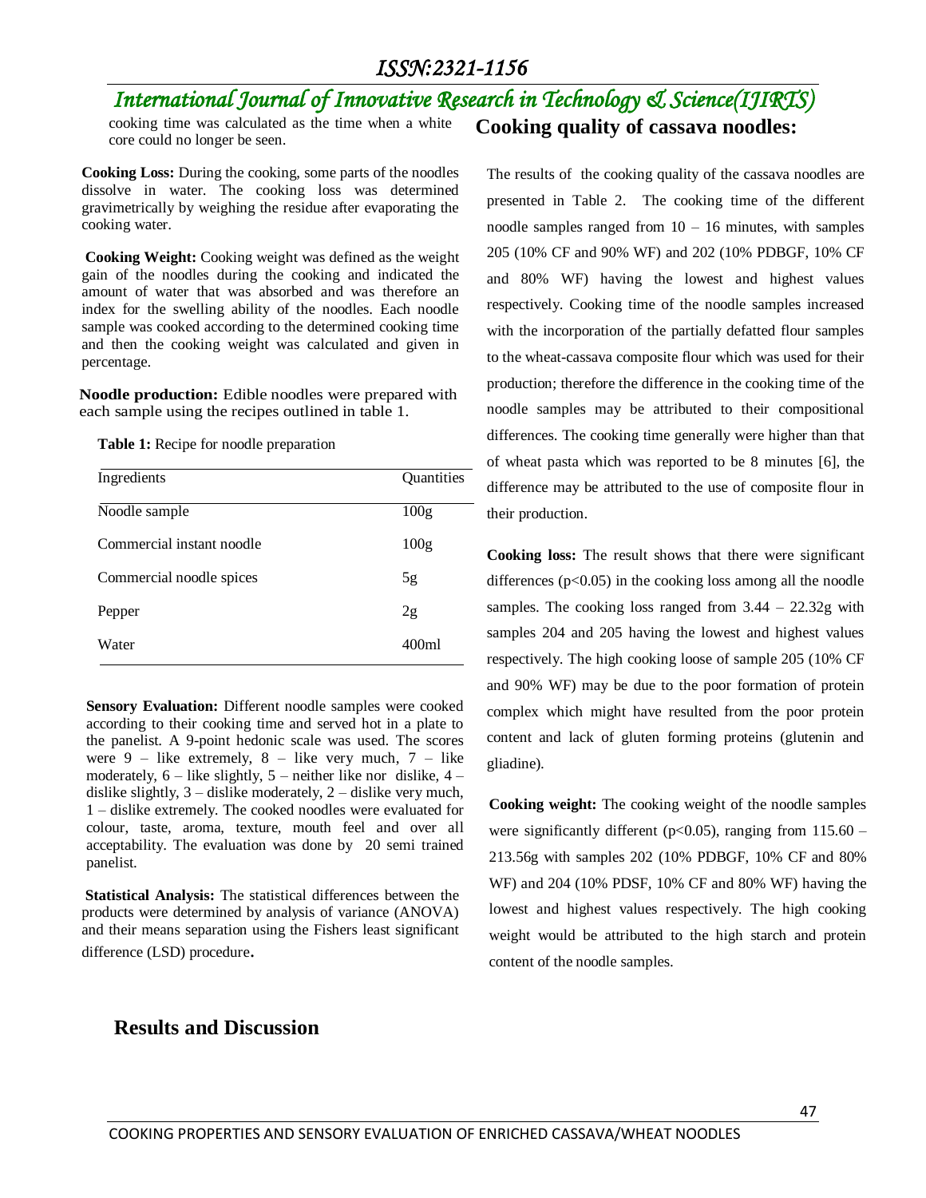cooking time was calculated as the time when a white core could no longer be seen.

**Cooking Loss:** During the cooking, some parts of the noodles dissolve in water. The cooking loss was determined gravimetrically by weighing the residue after evaporating the cooking water.

**Cooking Weight:** Cooking weight was defined as the weight gain of the noodles during the cooking and indicated the amount of water that was absorbed and was therefore an index for the swelling ability of the noodles. Each noodle sample was cooked according to the determined cooking time and then the cooking weight was calculated and given in percentage.

**Noodle production:** Edible noodles were prepared with each sample using the recipes outlined in table 1.

**Table 1:** Recipe for noodle preparation

| Ingredients | Quantities |
|---|---|
| Noodle sample | 100g |
| Commercial instant noodle | 100g |
| Commercial noodle spices | 5g |
| Pepper | 2g |
| Water | 400ml |

**Sensory Evaluation:** Different noodle samples were cooked according to their cooking time and served hot in a plate to the panelist. A 9-point hedonic scale was used. The scores were 9 – like extremely, 8 – like very much, 7 – like moderately, 6 – like slightly, 5 – neither like nor dislike, 4 – dislike slightly, 3 – dislike moderately, 2 – dislike very much, 1 – dislike extremely. The cooked noodles were evaluated for colour, taste, aroma, texture, mouth feel and over all acceptability. The evaluation was done by 20 semi trained panelist.

**Statistical Analysis:** The statistical differences between the products were determined by analysis of variance (ANOVA) and their means separation using the Fishers least significant difference (LSD) procedure.

## Results and Discussion

### Cooking quality of cassava noodles:

The results of the cooking quality of the cassava noodles are presented in Table 2. The cooking time of the different noodle samples ranged from 10 – 16 minutes, with samples 205 (10% CF and 90% WF) and 202 (10% PDBGF, 10% CF and 80% WF) having the lowest and highest values respectively. Cooking time of the noodle samples increased with the incorporation of the partially defatted flour samples to the wheat-cassava composite flour which was used for their production; therefore the difference in the cooking time of the noodle samples may be attributed to their compositional differences. The cooking time generally were higher than that of wheat pasta which was reported to be 8 minutes [6], the difference may be attributed to the use of composite flour in their production.

**Cooking loss:** The result shows that there were significant differences ($p<0.05$) in the cooking loss among all the noodle samples. The cooking loss ranged from 3.44 – 22.32g with samples 204 and 205 having the lowest and highest values respectively. The high cooking loose of sample 205 (10% CF and 90% WF) may be due to the poor formation of protein complex which might have resulted from the poor protein content and lack of gluten forming proteins (glutenin and gliadine).

**Cooking weight:** The cooking weight of the noodle samples were significantly different ($p<0.05$), ranging from 115.60 – 213.56g with samples 202 (10% PDBGF, 10% CF and 80% WF) and 204 (10% PDSF, 10% CF and 80% WF) having the lowest and highest values respectively. The high cooking weight would be attributed to the high starch and protein content of the noodle samples.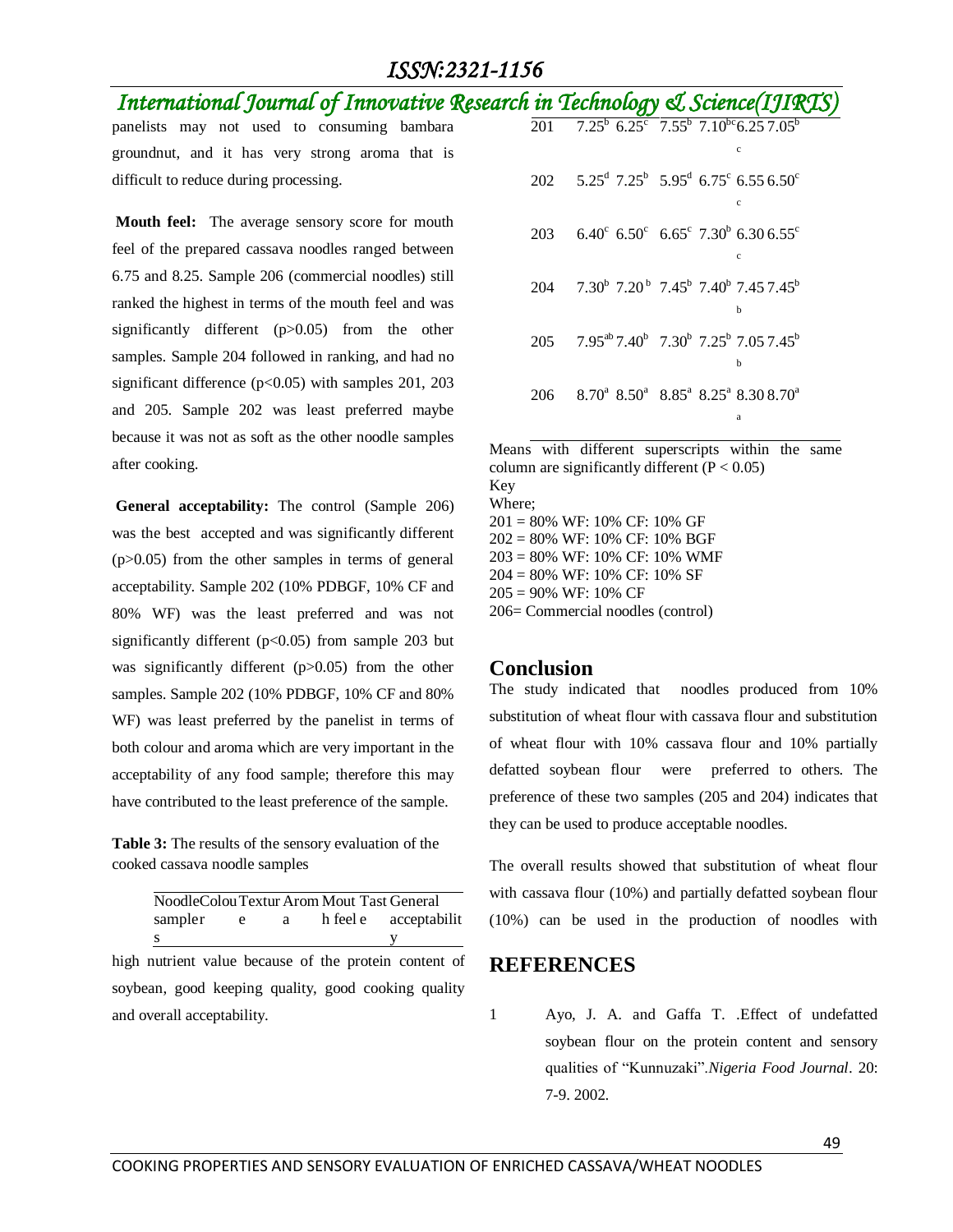panelists may not used to consuming bambara groundnut, and it has very strong aroma that is difficult to reduce during processing.

**Mouth feel:** The average sensory score for mouth feel of the prepared cassava noodles ranged between 6.75 and 8.25. Sample 206 (commercial noodles) still ranked the highest in terms of the mouth feel and was significantly different ($p>0.05$) from the other samples. Sample 204 followed in ranking, and had no significant difference ($p<0.05$) with samples 201, 203 and 205. Sample 202 was least preferred maybe because it was not as soft as the other noodle samples after cooking.

**General acceptability:** The control (Sample 206) was the best accepted and was significantly different ($p>0.05$) from the other samples in terms of general acceptability. Sample 202 (10% PDBGF, 10% CF and 80% WF) was the least preferred and was not significantly different ($p<0.05$) from sample 203 but was significantly different ($p>0.05$) from the other samples. Sample 202 (10% PDBGF, 10% CF and 80% WF) was least preferred by the panelist in terms of both colour and aroma which are very important in the acceptability of any food sample; therefore this may have contributed to the least preference of the sample.

**Table 3:** The results of the sensory evaluation of the cooked cassava noodle samples

| Noodle samples | Colour | Texture | Aroma | Mouth feel | Taste | General acceptability |
|---|---|---|---|---|---|---|
| 201 | $7.25^{b}$ | $6.25^{c}$ | $7.55^{b}$ | $7.10^{bc}$ | 6.25 | $7.05^{bc}$ |
| 202 | $5.25^{d}$ | $7.25^{b}$ | $5.95^{d}$ | $6.75^{c}$ | 6.55 | $6.50^{cc}$ |
| 203 | $6.40^{c}$ | $6.50^{c}$ | $6.65^{c}$ | $7.30^{b}$ | 6.30 | $6.55^{cc}$ |
| 204 | $7.30^{b}$ | $7.20^{b}$ | $7.45^{b}$ | $7.40^{b}$ | 7.45 | $7.45^{bb}$ |
| 205 | $7.95^{ab}$ | $7.40^{b}$ | $7.30^{b}$ | $7.25^{b}$ | 7.05 | $7.45^{bb}$ |
| 206 | $8.70^{a}$ | $8.50^{a}$ | $8.85^{a}$ | $8.25^{a}$ | 8.30 | $8.70^{aa}$ |

Means with different superscripts within the same column are significantly different ($P < 0.05$)

Key

Where;

201 = 80% WF: 10% CF: 10% GF

202 = 80% WF: 10% CF: 10% BGF

203 = 80% WF: 10% CF: 10% WMF

204 = 80% WF: 10% CF: 10% SF

205 = 90% WF: 10% CF

206= Commercial noodles (control)

## Conclusion

The study indicated that noodles produced from 10% substitution of wheat flour with cassava flour and substitution of wheat flour with 10% cassava flour and 10% partially defatted soybean flour were preferred to others. The preference of these two samples (205 and 204) indicates that they can be used to produce acceptable noodles.

The overall results showed that substitution of wheat flour with cassava flour (10%) and partially defatted soybean flour (10%) can be used in the production of noodles with high nutrient value because of the protein content of soybean, good keeping quality, good cooking quality and overall acceptability.

## REFERENCES

1. Ayo, J. A. and Gaffa T. .Effect of undefatted soybean flour on the protein content and sensory qualities of "Kunnuzaki".*Nigeria Food Journal*. 20: 7-9. 2002.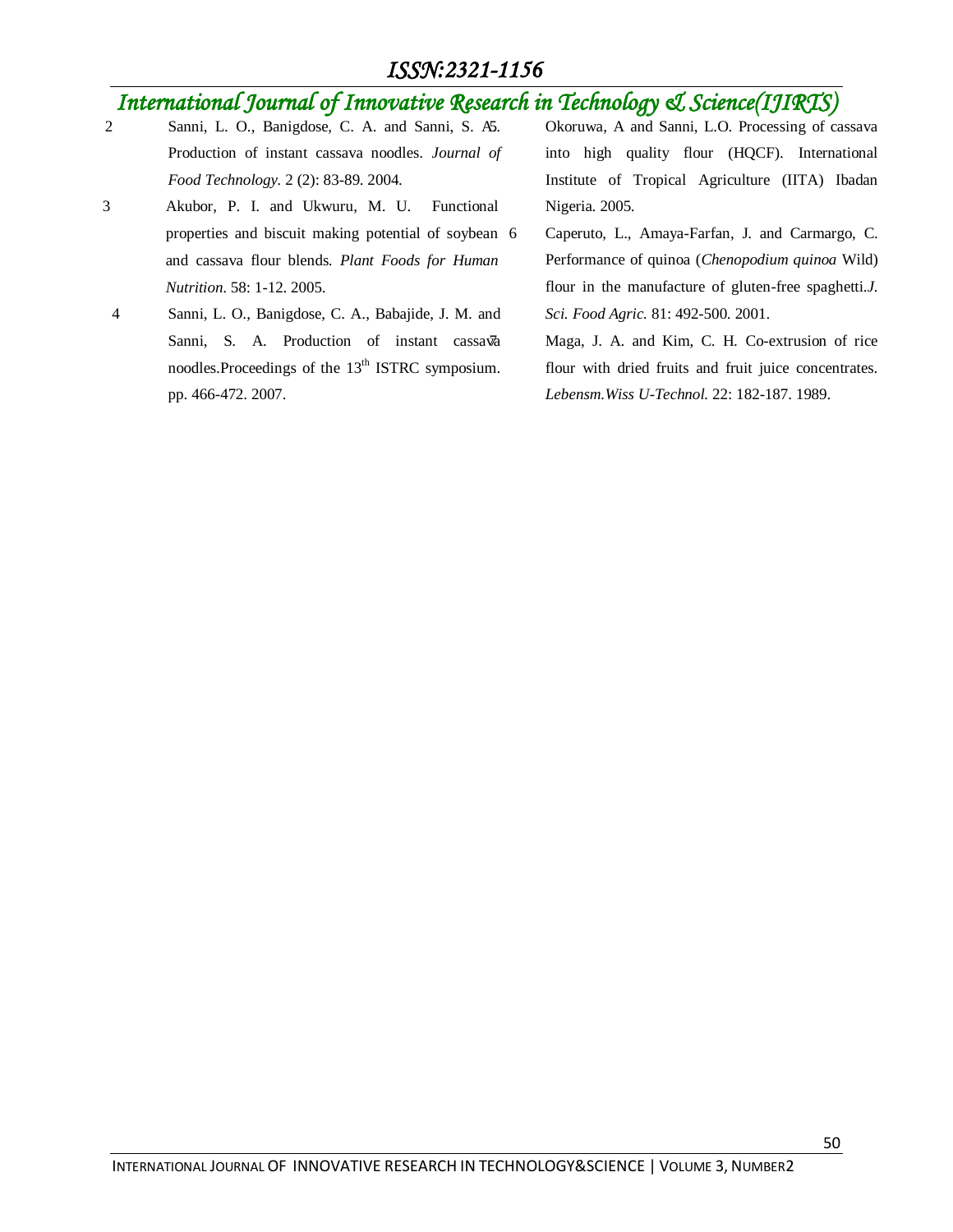2 Sanni, L. O., Banigdose, C. A. and Sanni, S. A. Production of instant cassava noodles. *Journal of Food Technology*. 2 (2): 83-89. 2004.

3 Akubor, P. I. and Ukwuru, M. U. Functional properties and biscuit making potential of soybean and cassava flour blends. *Plant Foods for Human Nutrition*. 58: 1-12. 2005.

4 Sanni, L. O., Banigdose, C. A., Babajide, J. M. and Sanni, S. A. Production of instant cassava noodles.Proceedings of the 13th ISTRC symposium. pp. 466-472. 2007.

5 Okoruwa, A and Sanni, L.O. Processing of cassava into high quality flour (HQCF). International Institute of Tropical Agriculture (IITA) Ibadan Nigeria. 2005.

6 Caperuto, L., Amaya-Farfan, J. and Carmargo, C. Performance of quinoa (*Chenopodium quinoa* Wild) flour in the manufacture of gluten-free spaghetti.*J. Sci. Food Agric.* 81: 492-500. 2001.

7 Maga, J. A. and Kim, C. H. Co-extrusion of rice flour with dried fruits and fruit juice concentrates. *Lebensm.Wiss U-Technol.* 22: 182-187. 1989.